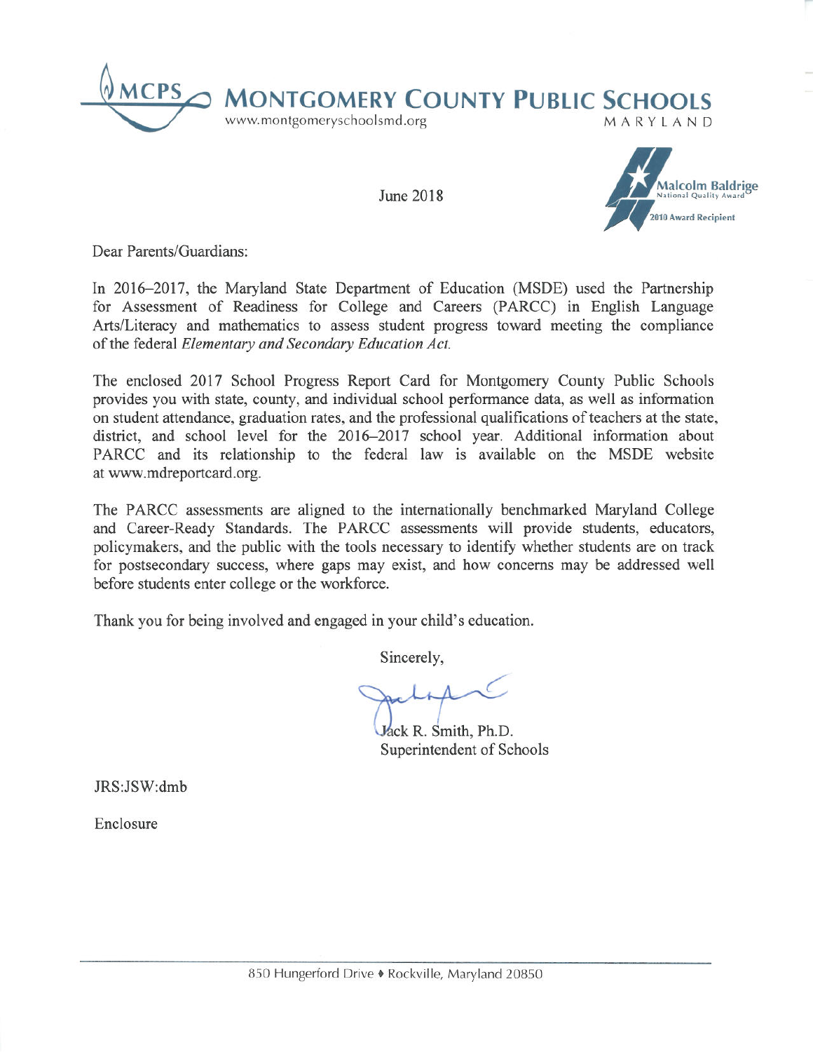# MONTGOMERY COUNTY PUBLIC SCHOOLS

MCPS

www.montgomeryschoolsmd.org

MARYLAND

June 2018

Malcolm Baldrige National Quality Award 2010 Award Recipient

Dear Parents/Guardians:

In 2016–2017, the Maryland State Department of Education (MSDE) used the Partnership for Assessment of Readiness for College and Careers (PARCC) in English Language Arts/Literacy and mathematics to assess student progress toward meeting the compliance of the federal *Elementary and Secondary Education Act.*

The enclosed 2017 School Progress Report Card for Montgomery County Public Schools provides you with state, county, and individual school performance data, as well as information on student attendance, graduation rates, and the professional qualifications of teachers at the state, district, and school level for the 2016–2017 school year. Additional information about PARCC and its relationship to the federal law is available on the MSDE website at www.mdreportcard.org.

The PARCC assessments are aligned to the internationally benchmarked Maryland College and Career-Ready Standards. The PARCC assessments will provide students, educators, policymakers, and the public with the tools necessary to identify whether students are on track for postsecondary success, where gaps may exist, and how concerns may be addressed well before students enter college or the workforce.

Thank you for being involved and engaged in your child's education.

Sincerely,

Jack R. Smith, Ph.D.
Superintendent of Schools

JRS:JSW:dmb

Enclosure

850 Hungerford Drive ♦ Rockville, Maryland 20850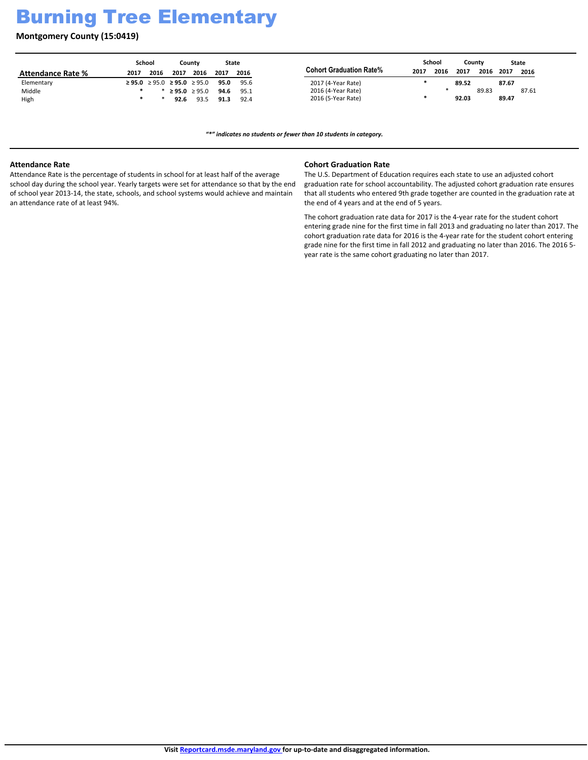# Burning Tree Elementary

**Montgomery County (15:0419)**

| Attendance Rate % | School | | County | | State | |
|---|---|---|---|---|---|---|
| | 2017 | 2016 | 2017 | 2016 | 2017 | 2016 |
| Elementary | **≥ 95.0** | ≥ 95.0 | **≥ 95.0** | ≥ 95.0 | **95.0** | 95.6 |
| Middle | ***** | * | **≥ 95.0** | ≥ 95.0 | **94.6** | 95.1 |
| High | ***** | * | **92.6** | 93.5 | **91.3** | 92.4 |

| Cohort Graduation Rate% | School | | County | | State | |
|---|---|---|---|---|---|---|
| | 2017 | 2016 | 2017 | 2016 | 2017 | 2016 |
| 2017 (4-Year Rate) | ***** | | **89.52** | | **87.67** | |
| 2016 (4-Year Rate) | | * | | 89.83 | | 87.61 |
| 2016 (5-Year Rate) | ***** | | **92.03** | | **89.47** | |

***"*" indicates no students or fewer than 10 students in category.***

**Attendance Rate**

Attendance Rate is the percentage of students in school for at least half of the average school day during the school year. Yearly targets were set for attendance so that by the end of school year 2013-14, the state, schools, and school systems would achieve and maintain an attendance rate of at least 94%.

**Cohort Graduation Rate**

The U.S. Department of Education requires each state to use an adjusted cohort graduation rate for school accountability. The adjusted cohort graduation rate ensures that all students who entered 9th grade together are counted in the graduation rate at the end of 4 years and at the end of 5 years.

The cohort graduation rate data for 2017 is the 4-year rate for the student cohort entering grade nine for the first time in fall 2013 and graduating no later than 2017. The cohort graduation rate data for 2016 is the 4-year rate for the student cohort entering grade nine for the first time in fall 2012 and graduating no later than 2016. The 2016 5-year rate is the same cohort graduating no later than 2017.

**Visit Reportcard.msde.maryland.gov for up-to-date and disaggregated information.**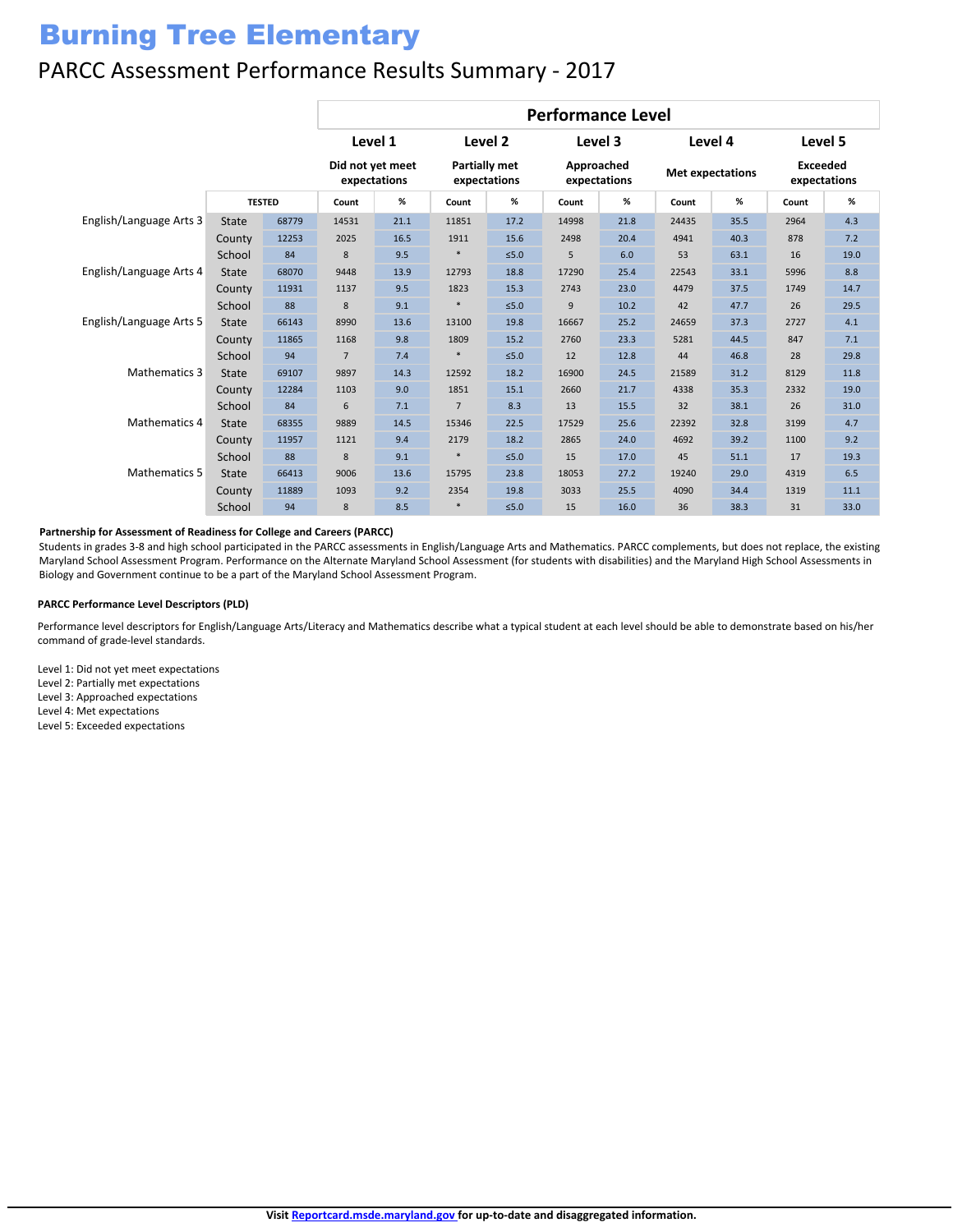# Burning Tree Elementary

## PARCC Assessment Performance Results Summary - 2017

| | | | Performance Level | | | | | | | | | |
|---|---|---|---|---|---|---|---|---|---|---|---|---|
| | | | Level 1 | | Level 2 | | Level 3 | | Level 4 | | Level 5 | |
| | | | Did not yet meet expectations | | Partially met expectations | | Approached expectations | | Met expectations | | Exceeded expectations | |
| | | TESTED | Count | % | Count | % | Count | % | Count | % | Count | % |
| English/Language Arts 3 | State | 68779 | 14531 | 21.1 | 11851 | 17.2 | 14998 | 21.8 | 24435 | 35.5 | 2964 | 4.3 |
| | County | 12253 | 2025 | 16.5 | 1911 | 15.6 | 2498 | 20.4 | 4941 | 40.3 | 878 | 7.2 |
| | School | 84 | 8 | 9.5 | * | ≤5.0 | 5 | 6.0 | 53 | 63.1 | 16 | 19.0 |
| English/Language Arts 4 | State | 68070 | 9448 | 13.9 | 12793 | 18.8 | 17290 | 25.4 | 22543 | 33.1 | 5996 | 8.8 |
| | County | 11931 | 1137 | 9.5 | 1823 | 15.3 | 2743 | 23.0 | 4479 | 37.5 | 1749 | 14.7 |
| | School | 88 | 8 | 9.1 | * | ≤5.0 | 9 | 10.2 | 42 | 47.7 | 26 | 29.5 |
| English/Language Arts 5 | State | 66143 | 8990 | 13.6 | 13100 | 19.8 | 16667 | 25.2 | 24659 | 37.3 | 2727 | 4.1 |
| | County | 11865 | 1168 | 9.8 | 1809 | 15.2 | 2760 | 23.3 | 5281 | 44.5 | 847 | 7.1 |
| | School | 94 | 7 | 7.4 | * | ≤5.0 | 12 | 12.8 | 44 | 46.8 | 28 | 29.8 |
| Mathematics 3 | State | 69107 | 9897 | 14.3 | 12592 | 18.2 | 16900 | 24.5 | 21589 | 31.2 | 8129 | 11.8 |
| | County | 12284 | 1103 | 9.0 | 1851 | 15.1 | 2660 | 21.7 | 4338 | 35.3 | 2332 | 19.0 |
| | School | 84 | 6 | 7.1 | 7 | 8.3 | 13 | 15.5 | 32 | 38.1 | 26 | 31.0 |
| Mathematics 4 | State | 68355 | 9889 | 14.5 | 15346 | 22.5 | 17529 | 25.6 | 22392 | 32.8 | 3199 | 4.7 |
| | County | 11957 | 1121 | 9.4 | 2179 | 18.2 | 2865 | 24.0 | 4692 | 39.2 | 1100 | 9.2 |
| | School | 88 | 8 | 9.1 | * | ≤5.0 | 15 | 17.0 | 45 | 51.1 | 17 | 19.3 |
| Mathematics 5 | State | 66413 | 9006 | 13.6 | 15795 | 23.8 | 18053 | 27.2 | 19240 | 29.0 | 4319 | 6.5 |
| | County | 11889 | 1093 | 9.2 | 2354 | 19.8 | 3033 | 25.5 | 4090 | 34.4 | 1319 | 11.1 |
| | School | 94 | 8 | 8.5 | * | ≤5.0 | 15 | 16.0 | 36 | 38.3 | 31 | 33.0 |

**Partnership for Assessment of Readiness for College and Careers (PARCC)**

Students in grades 3-8 and high school participated in the PARCC assessments in English/Language Arts and Mathematics. PARCC complements, but does not replace, the existing Maryland School Assessment Program. Performance on the Alternate Maryland School Assessment (for students with disabilities) and the Maryland High School Assessments in Biology and Government continue to be a part of the Maryland School Assessment Program.

**PARCC Performance Level Descriptors (PLD)**

Performance level descriptors for English/Language Arts/Literacy and Mathematics describe what a typical student at each level should be able to demonstrate based on his/her command of grade-level standards.

Level 1: Did not yet meet expectations
Level 2: Partially met expectations
Level 3: Approached expectations
Level 4: Met expectations
Level 5: Exceeded expectations

**Visit Reportcard.msde.maryland.gov for up-to-date and disaggregated information.**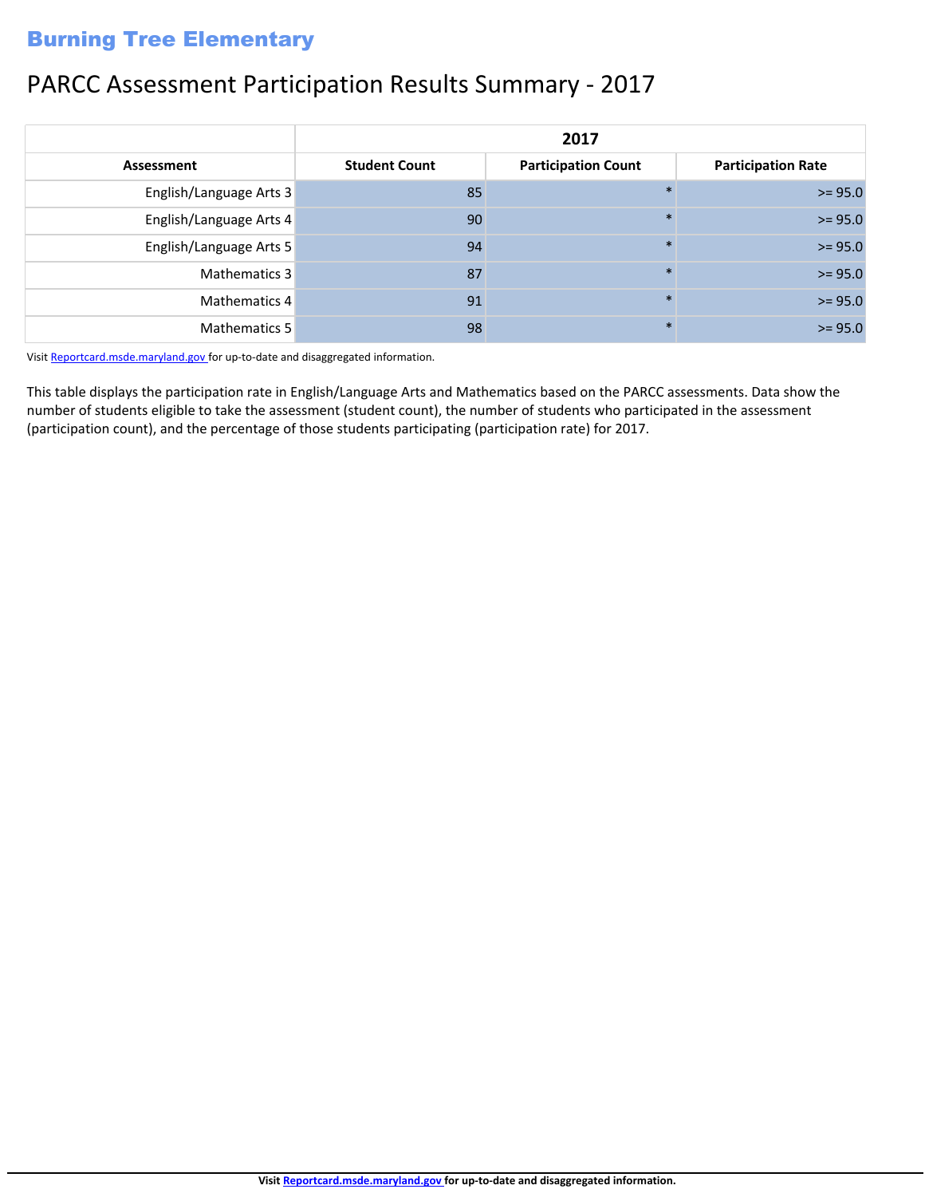# Burning Tree Elementary

## PARCC Assessment Participation Results Summary - 2017

| | 2017 | | |
|---|---|---|---|
| **Assessment** | **Student Count** | **Participation Count** | **Participation Rate** |
| English/Language Arts 3 | 85 | * | >= 95.0 |
| English/Language Arts 4 | 90 | * | >= 95.0 |
| English/Language Arts 5 | 94 | * | >= 95.0 |
| Mathematics 3 | 87 | * | >= 95.0 |
| Mathematics 4 | 91 | * | >= 95.0 |
| Mathematics 5 | 98 | * | >= 95.0 |

Visit Reportcard.msde.maryland.gov for up-to-date and disaggregated information.

This table displays the participation rate in English/Language Arts and Mathematics based on the PARCC assessments. Data show the number of students eligible to take the assessment (student count), the number of students who participated in the assessment (participation count), and the percentage of those students participating (participation rate) for 2017.